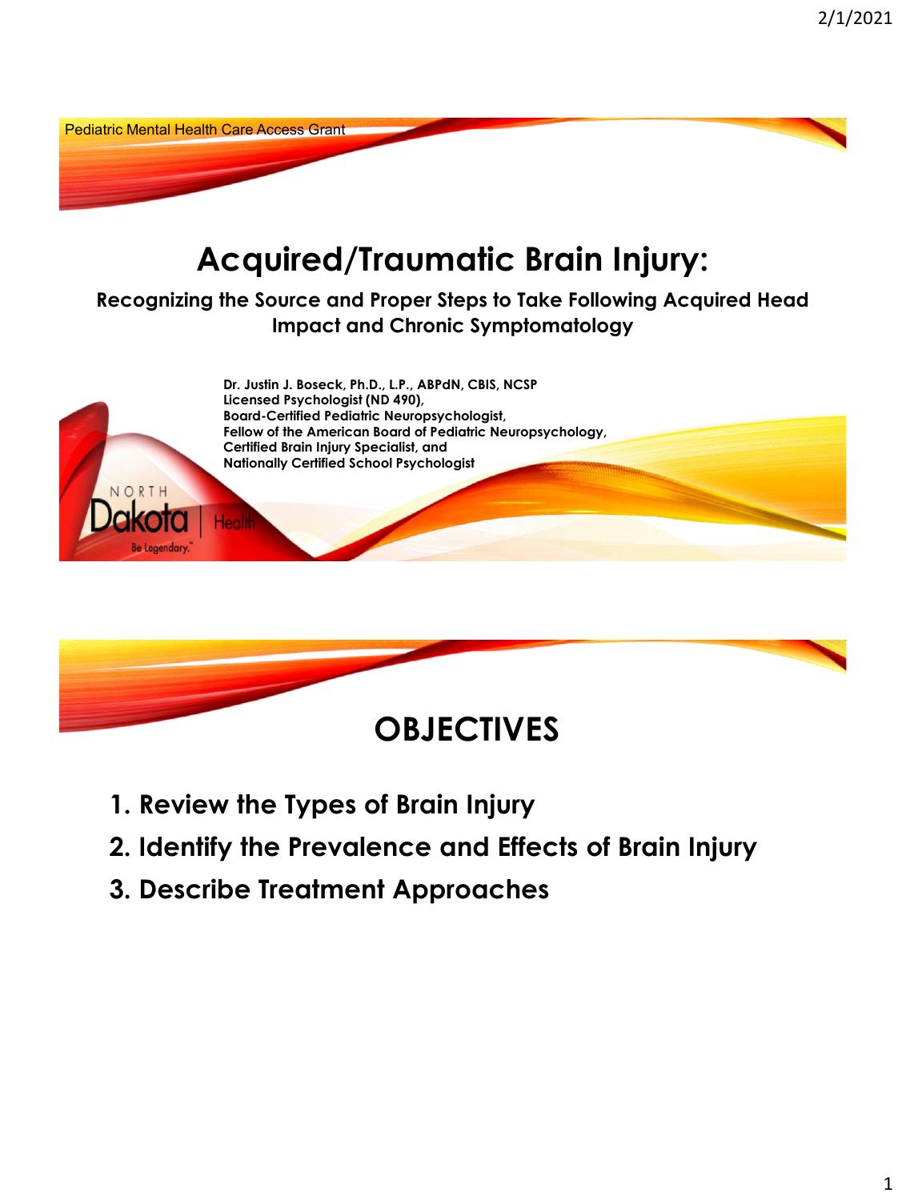Pediatric Mental Health Care Access Grant

# Acquired/Traumatic Brain Injury:

**Recognizing the Source and Proper Steps to Take Following Acquired Head Impact and Chronic Symptomatology**

**Dr. Justin J. Boseck, Ph.D., L.P., ABPdN, CBIS, NCSP**
**Licensed Psychologist (ND 490),**
**Board-Certified Pediatric Neuropsychologist,**
**Fellow of the American Board of Pediatric Neuropsychology,**
**Certified Brain Injury Specialist, and**
**Nationally Certified School Psychologist**

NORTH Dakota | Health
Be Legendary.

# OBJECTIVES

1. **Review the Types of Brain Injury**
2. **Identify the Prevalence and Effects of Brain Injury**
3. **Describe Treatment Approaches**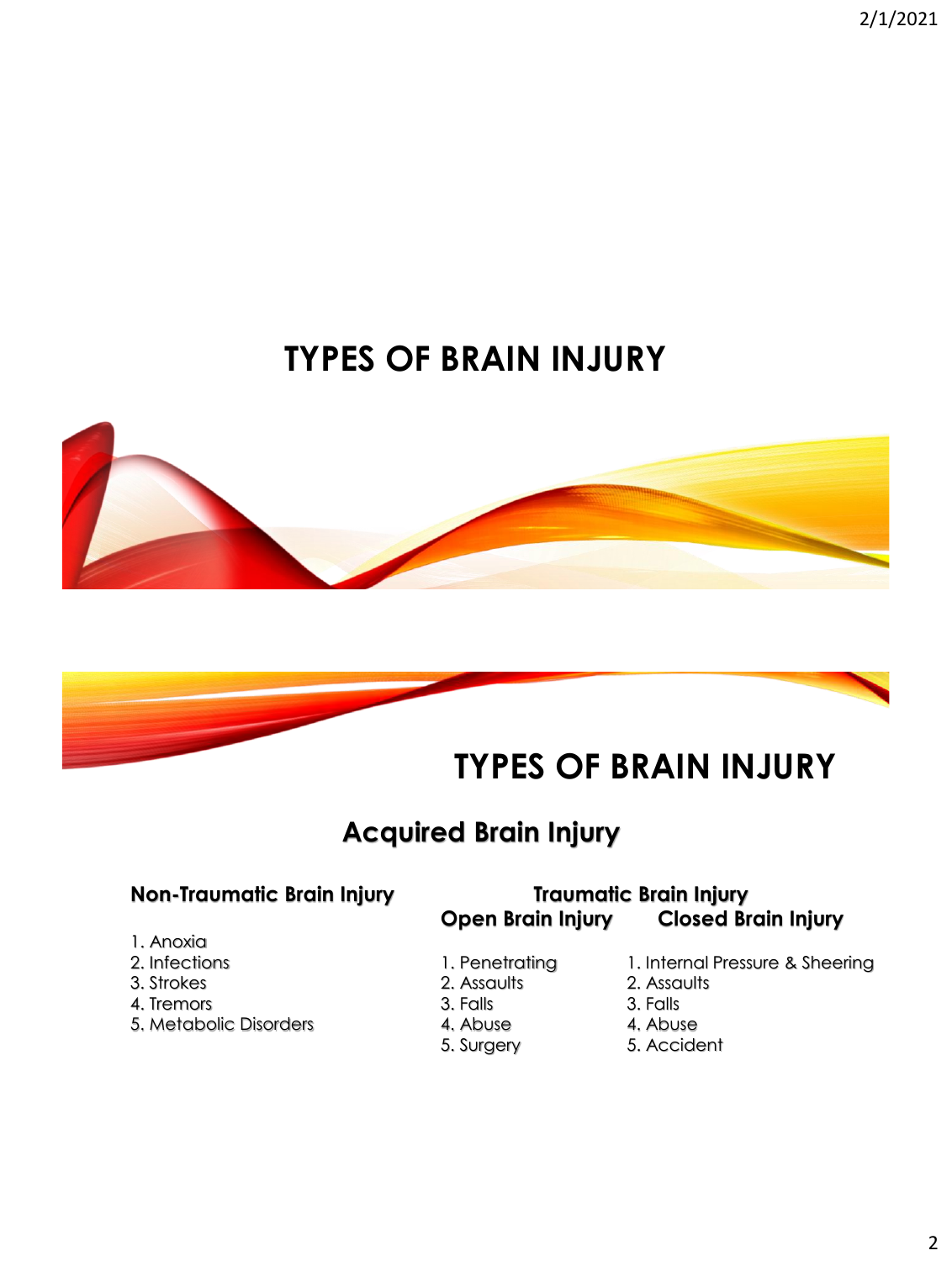# TYPES OF BRAIN INJURY

# TYPES OF BRAIN INJURY

## Acquired Brain Injury

### Non-Traumatic Brain Injury

1. Anoxia
2. Infections
3. Strokes
4. Tremors
5. Metabolic Disorders

### Traumatic Brain Injury

#### Open Brain Injury

1. Penetrating
2. Assaults
3. Falls
4. Abuse
5. Surgery

#### Closed Brain Injury

1. Internal Pressure & Sheering
2. Assaults
3. Falls
4. Abuse
5. Accident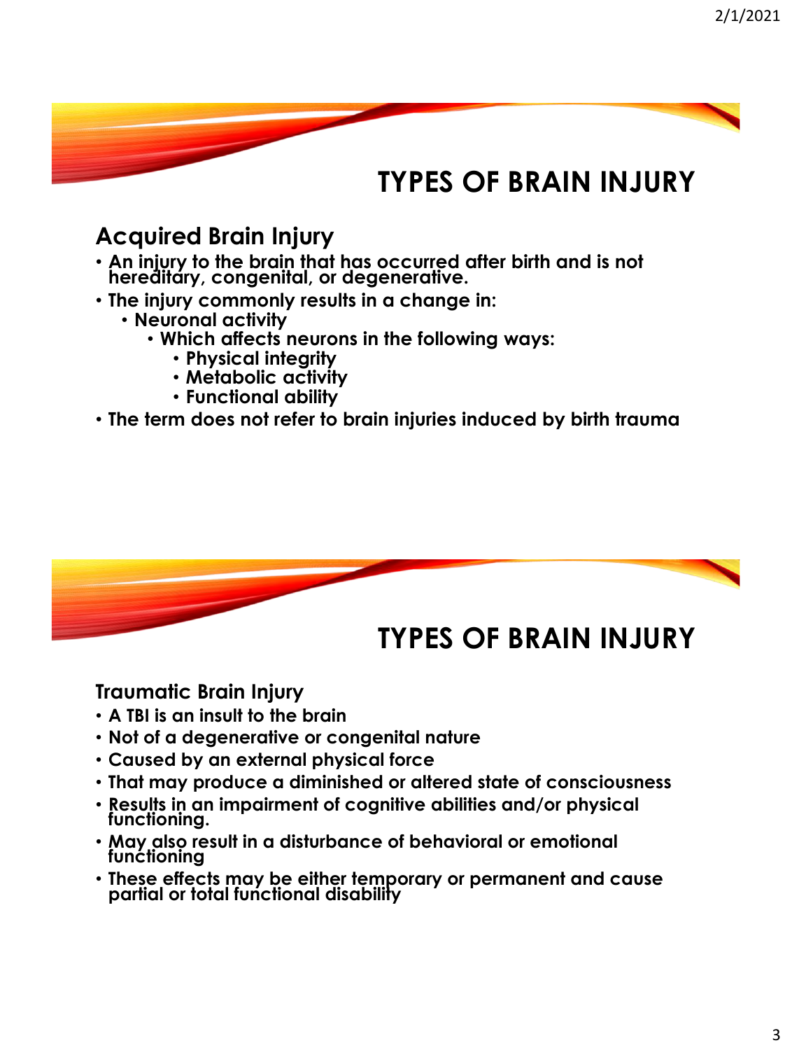# TYPES OF BRAIN INJURY

## Acquired Brain Injury

- An injury to the brain that has occurred after birth and is not hereditary, congenital, or degenerative.
- The injury commonly results in a change in:
  - Neuronal activity
    - Which affects neurons in the following ways:
      - Physical integrity
      - Metabolic activity
      - Functional ability
- The term does not refer to brain injuries induced by birth trauma

# TYPES OF BRAIN INJURY

## Traumatic Brain Injury

- A TBI is an insult to the brain
- Not of a degenerative or congenital nature
- Caused by an external physical force
- That may produce a diminished or altered state of consciousness
- Results in an impairment of cognitive abilities and/or physical functioning.
- May also result in a disturbance of behavioral or emotional functioning
- These effects may be either temporary or permanent and cause partial or total functional disability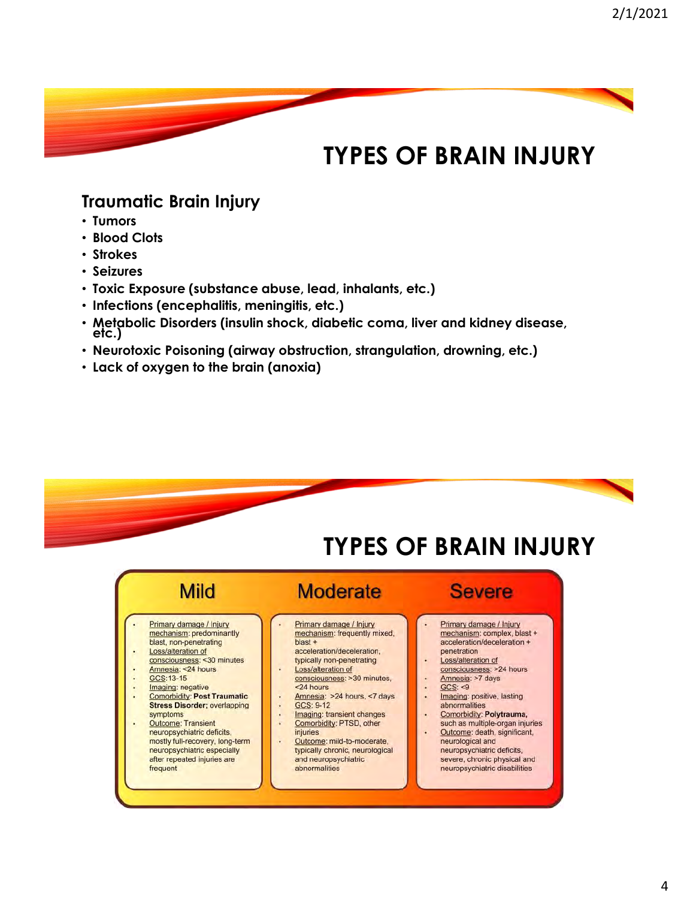# TYPES OF BRAIN INJURY

## Traumatic Brain Injury

- Tumors
- Blood Clots
- Strokes
- Seizures
- Toxic Exposure (substance abuse, lead, inhalants, etc.)
- Infections (encephalitis, meningitis, etc.)
- Metabolic Disorders (insulin shock, diabetic coma, liver and kidney disease, etc.)
- Neurotoxic Poisoning (airway obstruction, strangulation, drowning, etc.)
- Lack of oxygen to the brain (anoxia)

# TYPES OF BRAIN INJURY

| Mild | Moderate | Severe |
|---|---|---|
| Primary damage / Injury mechanism: predominantly blast, non-penetrating | Primary damage / Injury mechanism: frequently mixed, blast + acceleration/deceleration, typically non-penetrating | Primary damage / Injury mechanism: complex, blast + acceleration/deceleration + penetration |
| Loss/alteration of consciousness: <30 minutes | Loss/alteration of consciousness: >30 minutes, <24 hours | Loss/alteration of consciousness: >24 hours |
| Amnesia: <24 hours | Amnesia: >24 hours, <7 days | Amnesia: >7 days |
| GCS: 13-15 | GCS: 9-12 | GCS: <9 |
| Imaging: negative | Imaging: transient changes | Imaging: positive, lasting abnormalities |
| Comorbidity: **Post Traumatic Stress Disorder;** overlapping symptoms | Comorbidity: PTSD, other injuries | Comorbidity: **Polytrauma,** such as multiple-organ injuries |
| Outcome: Transient neuropsychiatric deficits, mostly full-recovery, long-term neuropsychiatric especially after repeated injuries are frequent | Outcome: mild-to-moderate, typically chronic, neurological and neuropsychiatric abnormalities | Outcome: death, significant, neurological and neuropsychiatric deficits, severe, chronic physical and neuropsychiatric disabilities |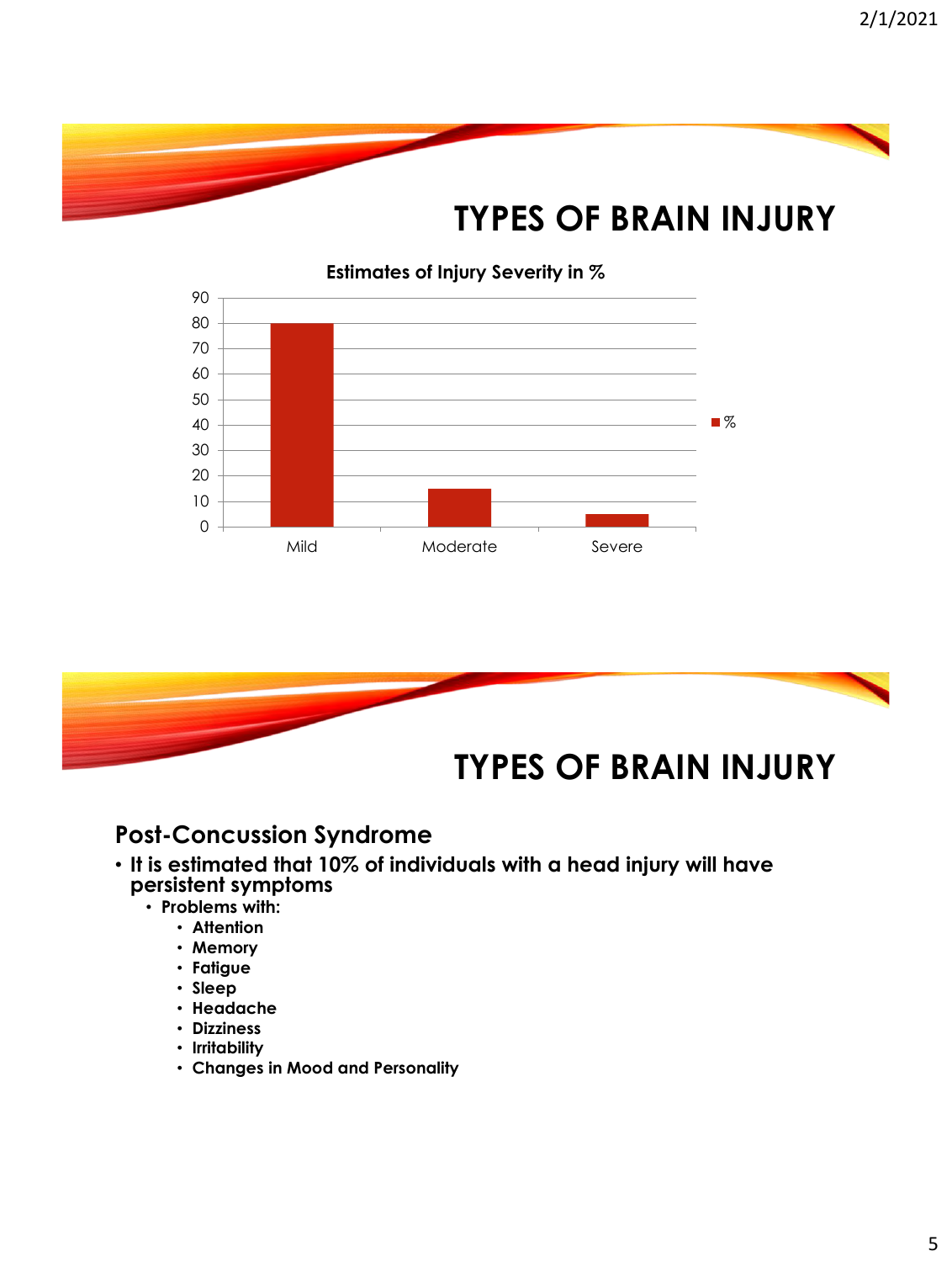# TYPES OF BRAIN INJURY

**Estimates of Injury Severity in %**

| | % |
|---|---|
| Mild | 80 |
| Moderate | 15 |
| Severe | 5 |

# TYPES OF BRAIN INJURY

## Post-Concussion Syndrome

- **It is estimated that 10% of individuals with a head injury will have persistent symptoms**
  - **Problems with:**
    - **Attention**
    - **Memory**
    - **Fatigue**
    - **Sleep**
    - **Headache**
    - **Dizziness**
    - **Irritability**
    - **Changes in Mood and Personality**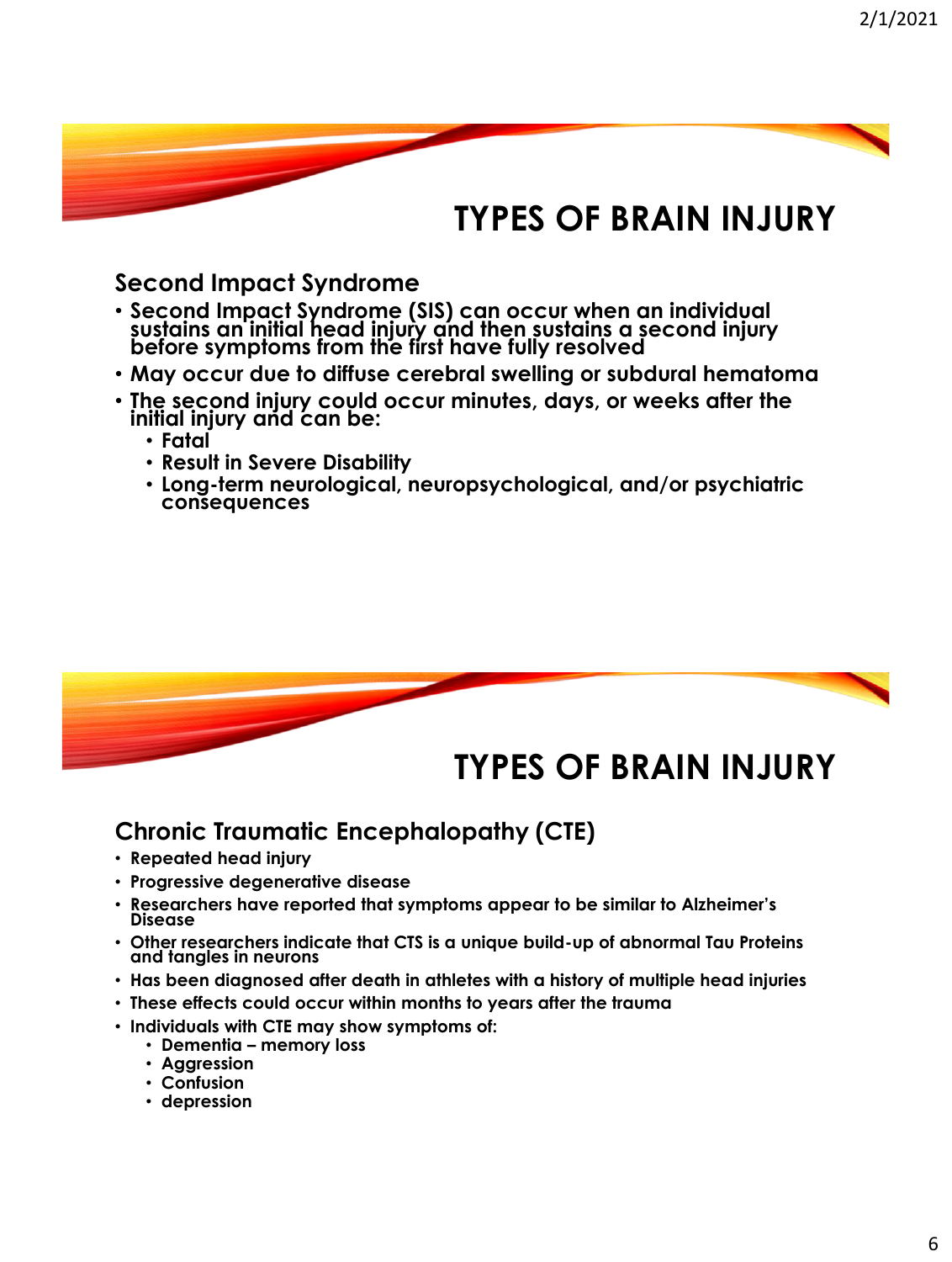# TYPES OF BRAIN INJURY

## Second Impact Syndrome

- Second Impact Syndrome (SIS) can occur when an individual sustains an initial head injury and then sustains a second injury before symptoms from the first have fully resolved
- May occur due to diffuse cerebral swelling or subdural hematoma
- The second injury could occur minutes, days, or weeks after the initial injury and can be:
  - Fatal
  - Result in Severe Disability
  - Long-term neurological, neuropsychological, and/or psychiatric consequences

# TYPES OF BRAIN INJURY

## Chronic Traumatic Encephalopathy (CTE)

- Repeated head injury
- Progressive degenerative disease
- Researchers have reported that symptoms appear to be similar to Alzheimer's Disease
- Other researchers indicate that CTS is a unique build-up of abnormal Tau Proteins and tangles in neurons
- Has been diagnosed after death in athletes with a history of multiple head injuries
- These effects could occur within months to years after the trauma
- Individuals with CTE may show symptoms of:
  - Dementia – memory loss
  - Aggression
  - Confusion
  - depression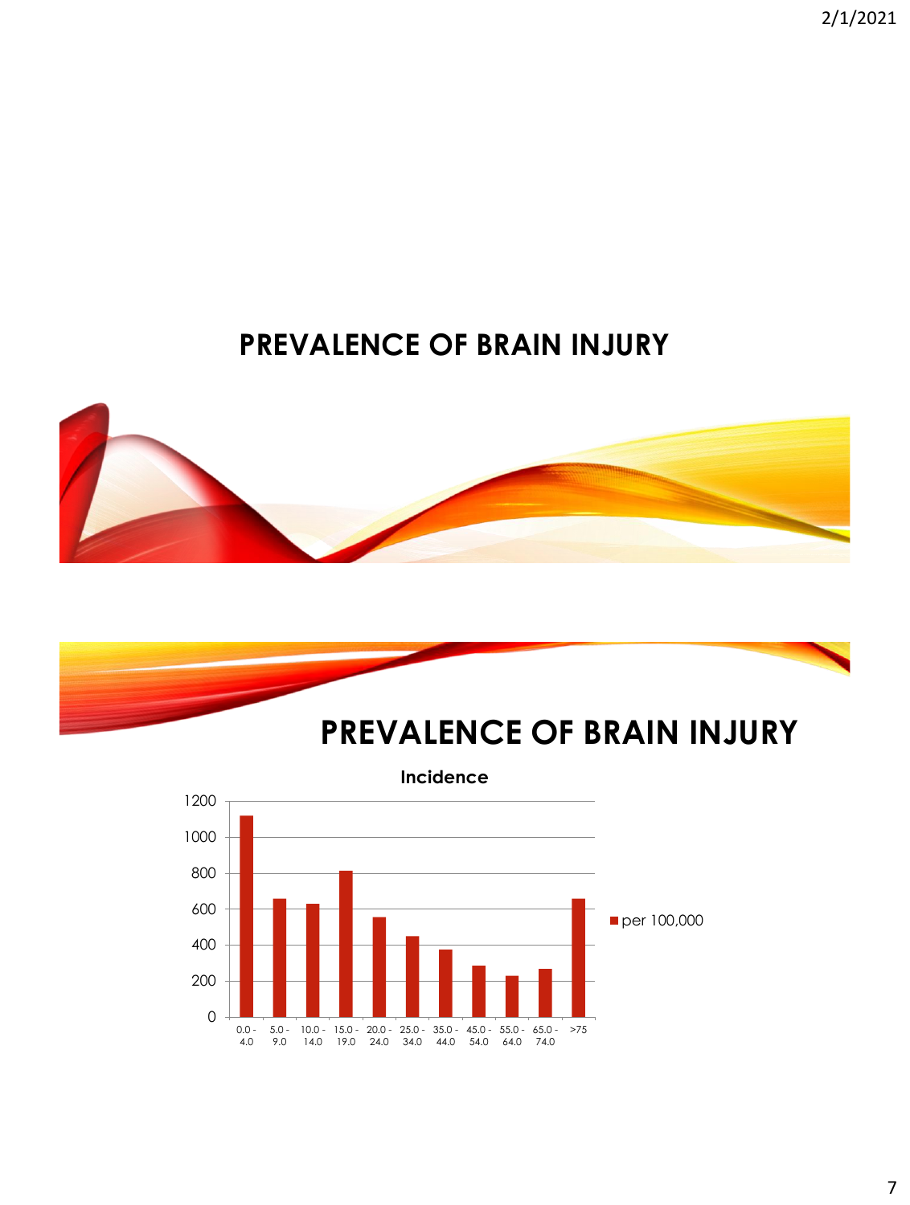# PREVALENCE OF BRAIN INJURY

# PREVALENCE OF BRAIN INJURY

**Incidence**

| Age | per 100,000 |
|---|---|
| 0.0 - 4.0 | 1120 |
| 5.0 - 9.0 | 660 |
| 10.0 - 14.0 | 630 |
| 15.0 - 19.0 | 815 |
| 20.0 - 24.0 | 555 |
| 25.0 - 34.0 | 450 |
| 35.0 - 44.0 | 375 |
| 45.0 - 54.0 | 285 |
| 55.0 - 64.0 | 230 |
| 65.0 - 74.0 | 270 |
| >75 | 660 |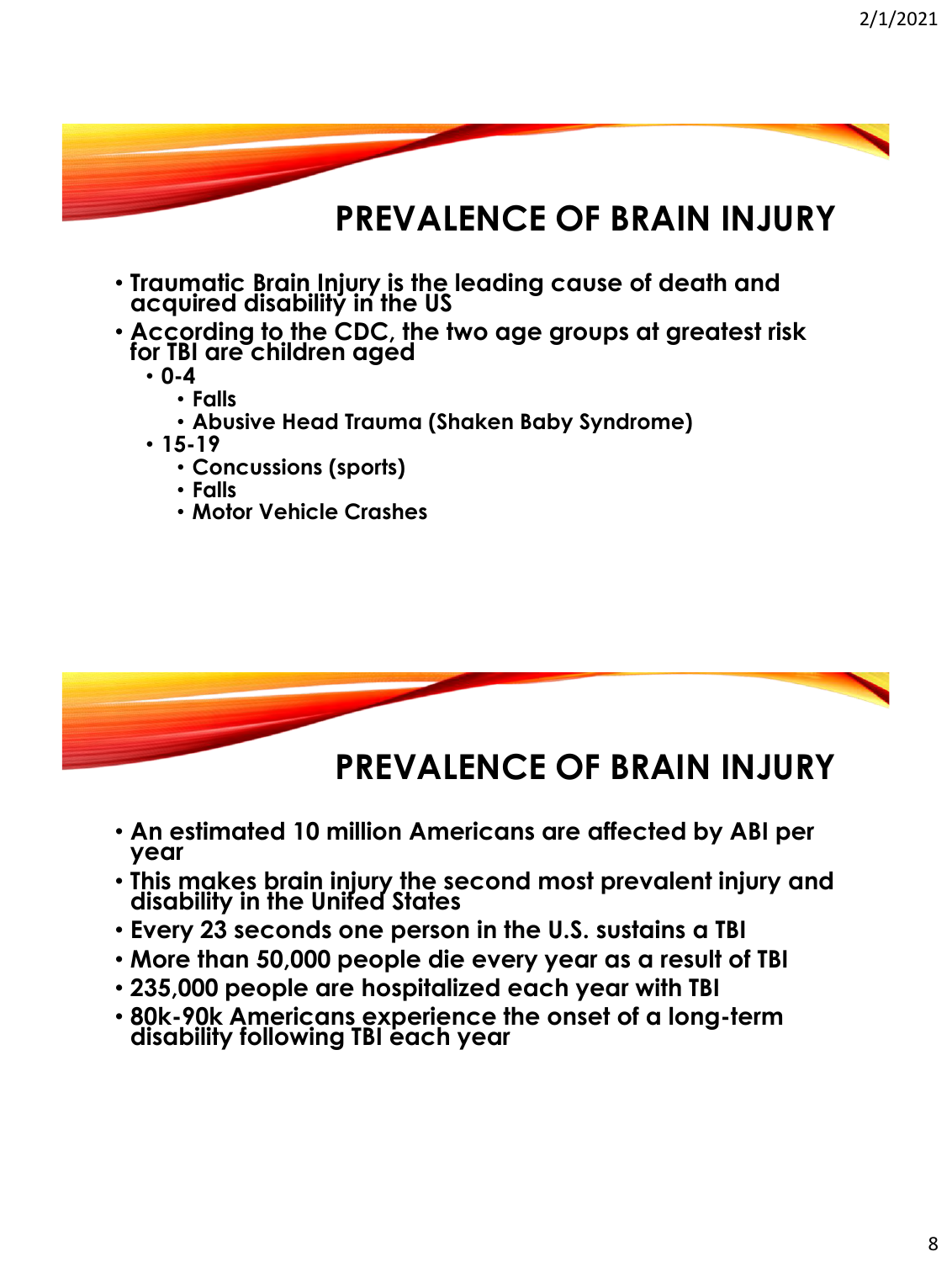## PREVALENCE OF BRAIN INJURY

- Traumatic Brain Injury is the leading cause of death and acquired disability in the US
- According to the CDC, the two age groups at greatest risk for TBI are children aged
  - 0-4
    - Falls
    - Abusive Head Trauma (Shaken Baby Syndrome)
  - 15-19
    - Concussions (sports)
    - Falls
    - Motor Vehicle Crashes

## PREVALENCE OF BRAIN INJURY

- An estimated 10 million Americans are affected by ABI per year
- This makes brain injury the second most prevalent injury and disability in the United States
- Every 23 seconds one person in the U.S. sustains a TBI
- More than 50,000 people die every year as a result of TBI
- 235,000 people are hospitalized each year with TBI
- 80k-90k Americans experience the onset of a long-term disability following TBI each year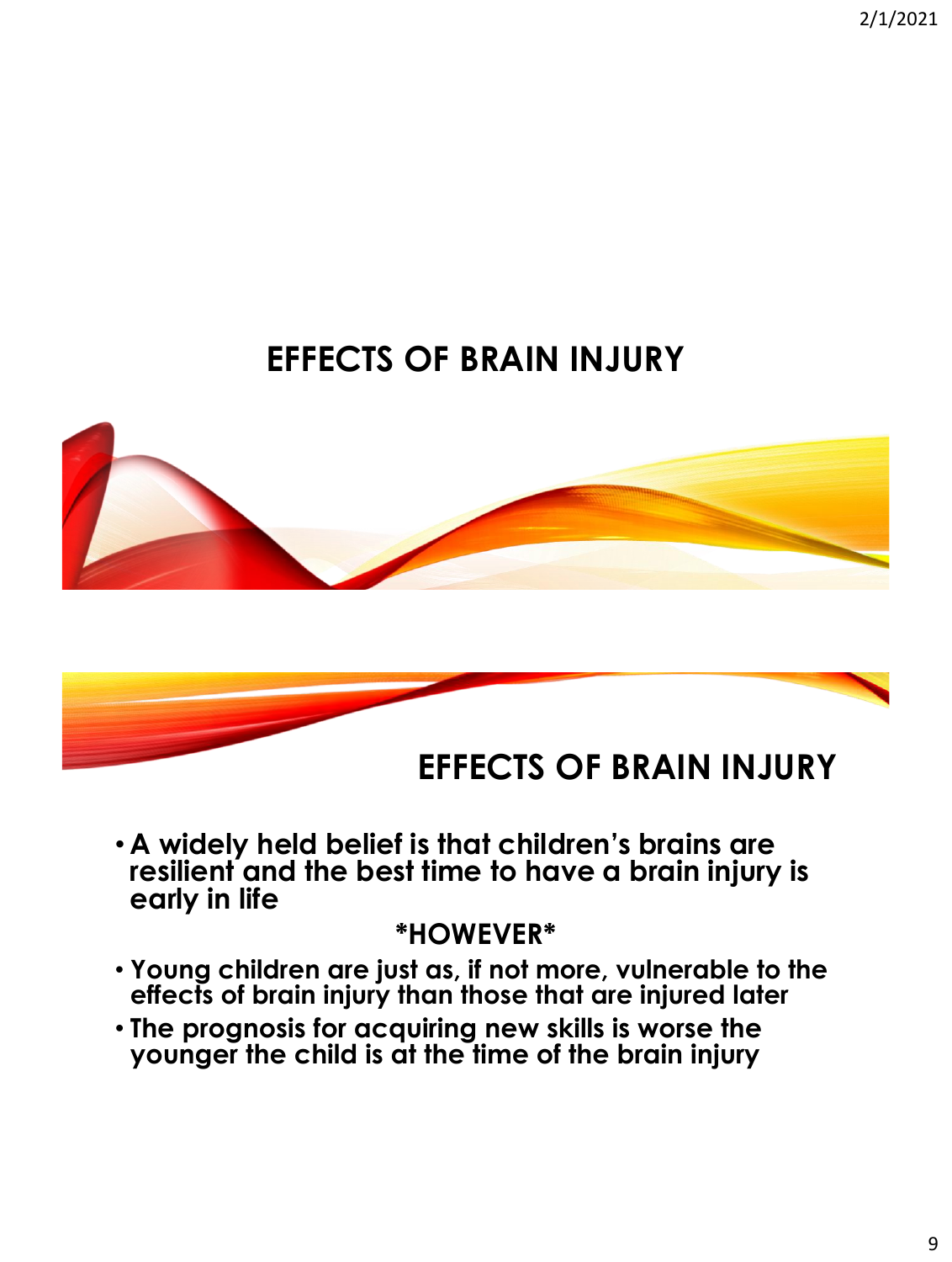# EFFECTS OF BRAIN INJURY

## EFFECTS OF BRAIN INJURY

- **A widely held belief is that children's brains are resilient and the best time to have a brain injury is early in life**

**\*HOWEVER\***

- **Young children are just as, if not more, vulnerable to the effects of brain injury than those that are injured later**
- **The prognosis for acquiring new skills is worse the younger the child is at the time of the brain injury**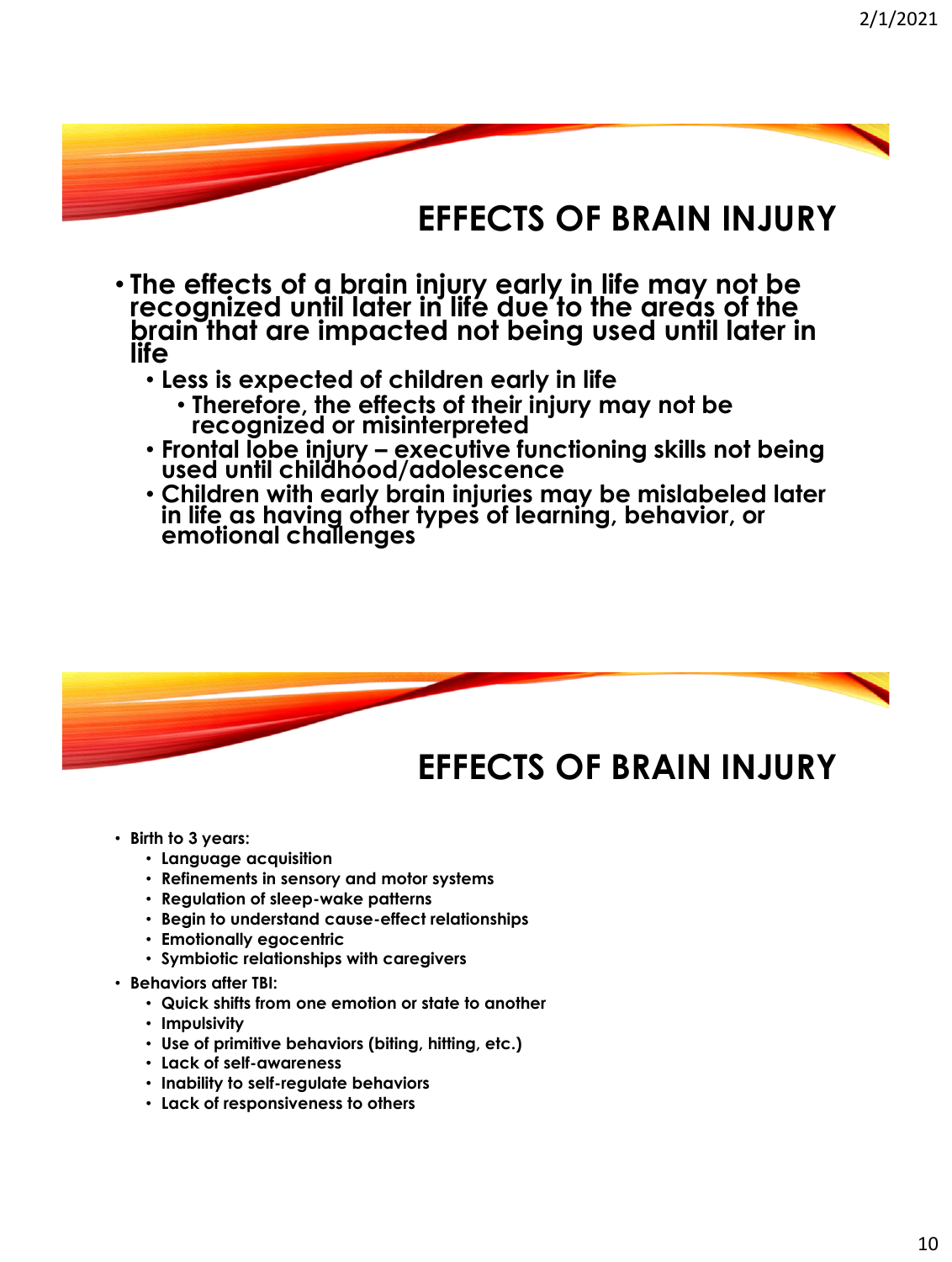## EFFECTS OF BRAIN INJURY

- **The effects of a brain injury early in life may not be recognized until later in life due to the areas of the brain that are impacted not being used until later in life**
  - **Less is expected of children early in life**
    - **Therefore, the effects of their injury may not be recognized or misinterpreted**
  - **Frontal lobe injury – executive functioning skills not being used until childhood/adolescence**
  - **Children with early brain injuries may be mislabeled later in life as having other types of learning, behavior, or emotional challenges**

## EFFECTS OF BRAIN INJURY

- **Birth to 3 years:**
  - **Language acquisition**
  - **Refinements in sensory and motor systems**
  - **Regulation of sleep-wake patterns**
  - **Begin to understand cause-effect relationships**
  - **Emotionally egocentric**
  - **Symbiotic relationships with caregivers**
- **Behaviors after TBI:**
  - **Quick shifts from one emotion or state to another**
  - **Impulsivity**
  - **Use of primitive behaviors (biting, hitting, etc.)**
  - **Lack of self-awareness**
  - **Inability to self-regulate behaviors**
  - **Lack of responsiveness to others**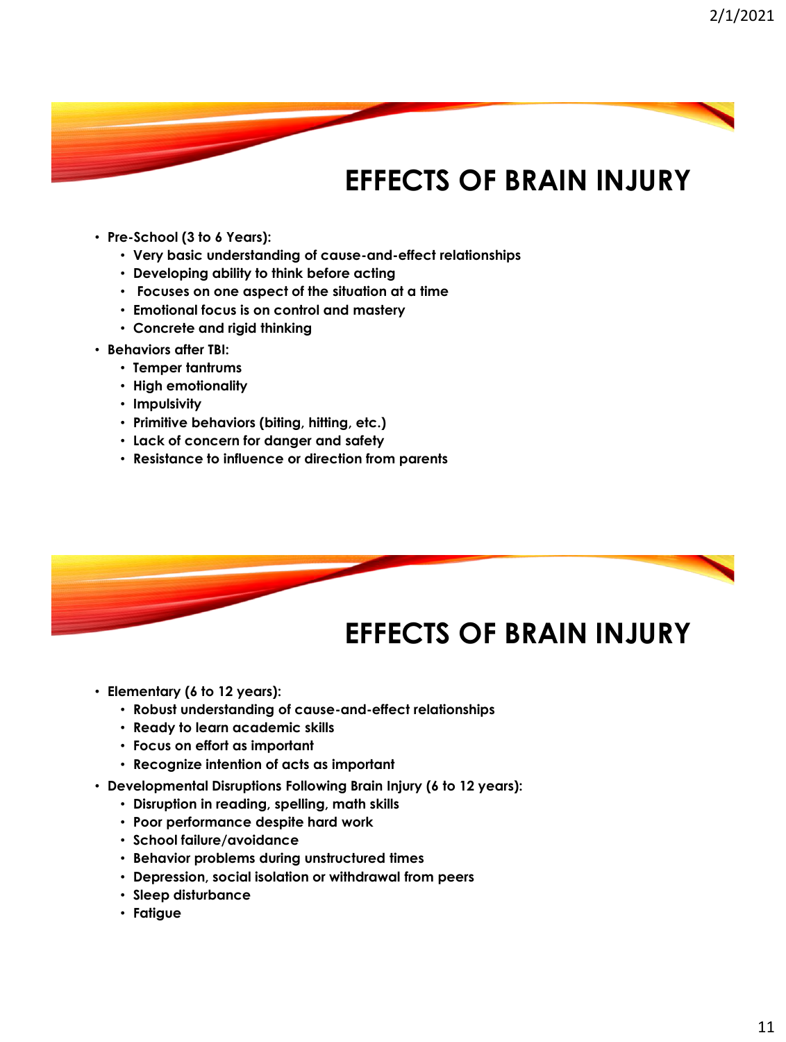## EFFECTS OF BRAIN INJURY

- **Pre-School (3 to 6 Years):**
  - **Very basic understanding of cause-and-effect relationships**
  - **Developing ability to think before acting**
  - **Focuses on one aspect of the situation at a time**
  - **Emotional focus is on control and mastery**
  - **Concrete and rigid thinking**
- **Behaviors after TBI:**
  - **Temper tantrums**
  - **High emotionality**
  - **Impulsivity**
  - **Primitive behaviors (biting, hitting, etc.)**
  - **Lack of concern for danger and safety**
  - **Resistance to influence or direction from parents**

## EFFECTS OF BRAIN INJURY

- **Elementary (6 to 12 years):**
  - **Robust understanding of cause-and-effect relationships**
  - **Ready to learn academic skills**
  - **Focus on effort as important**
  - **Recognize intention of acts as important**
- **Developmental Disruptions Following Brain Injury (6 to 12 years):**
  - **Disruption in reading, spelling, math skills**
  - **Poor performance despite hard work**
  - **School failure/avoidance**
  - **Behavior problems during unstructured times**
  - **Depression, social isolation or withdrawal from peers**
  - **Sleep disturbance**
  - **Fatigue**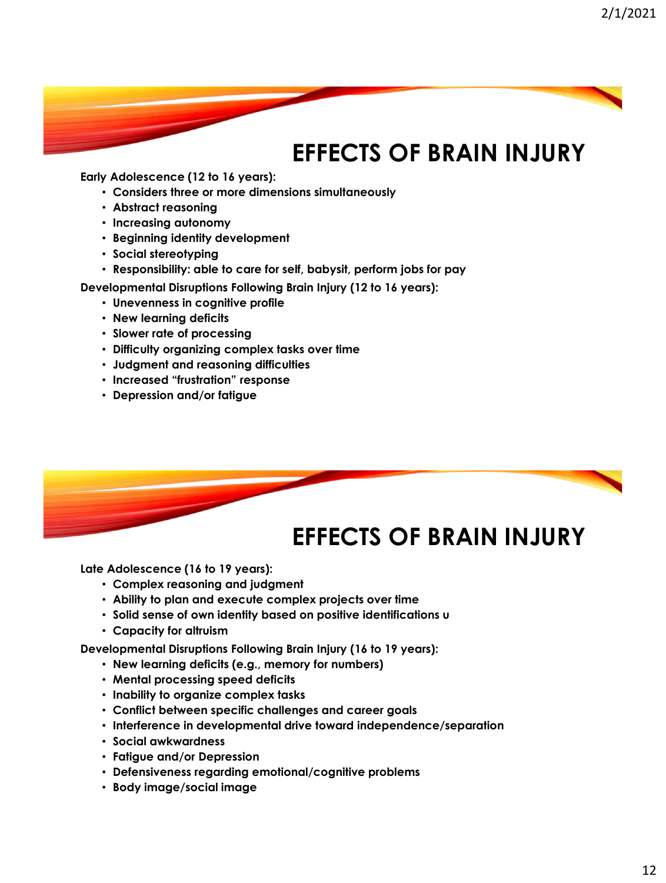# EFFECTS OF BRAIN INJURY

**Early Adolescence (12 to 16 years):**

- **Considers three or more dimensions simultaneously**
- **Abstract reasoning**
- **Increasing autonomy**
- **Beginning identity development**
- **Social stereotyping**
- **Responsibility: able to care for self, babysit, perform jobs for pay**

**Developmental Disruptions Following Brain Injury (12 to 16 years):**

- **Unevenness in cognitive profile**
- **New learning deficits**
- **Slower rate of processing**
- **Difficulty organizing complex tasks over time**
- **Judgment and reasoning difficulties**
- **Increased "frustration" response**
- **Depression and/or fatigue**

# EFFECTS OF BRAIN INJURY

**Late Adolescence (16 to 19 years):**

- **Complex reasoning and judgment**
- **Ability to plan and execute complex projects over time**
- **Solid sense of own identity based on positive identifications υ**
- **Capacity for altruism**

**Developmental Disruptions Following Brain Injury (16 to 19 years):**

- **New learning deficits (e.g., memory for numbers)**
- **Mental processing speed deficits**
- **Inability to organize complex tasks**
- **Conflict between specific challenges and career goals**
- **Interference in developmental drive toward independence/separation**
- **Social awkwardness**
- **Fatigue and/or Depression**
- **Defensiveness regarding emotional/cognitive problems**
- **Body image/social image**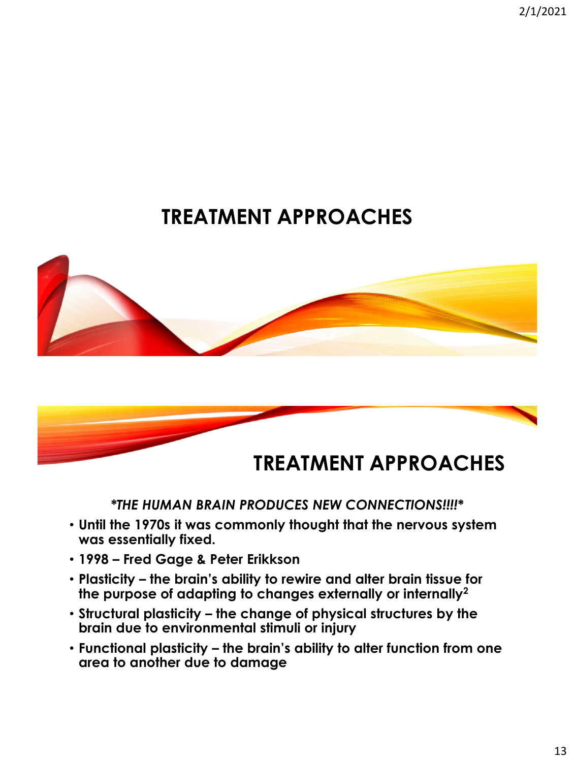# TREATMENT APPROACHES

# TREATMENT APPROACHES

***THE HUMAN BRAIN PRODUCES NEW CONNECTIONS!!!!***

- **Until the 1970s it was commonly thought that the nervous system was essentially fixed.**
- **1998 – Fred Gage & Peter Erikkson**
- **Plasticity – the brain's ability to rewire and alter brain tissue for the purpose of adapting to changes externally or internally[2]**
- **Structural plasticity – the change of physical structures by the brain due to environmental stimuli or injury**
- **Functional plasticity – the brain's ability to alter function from one area to another due to damage**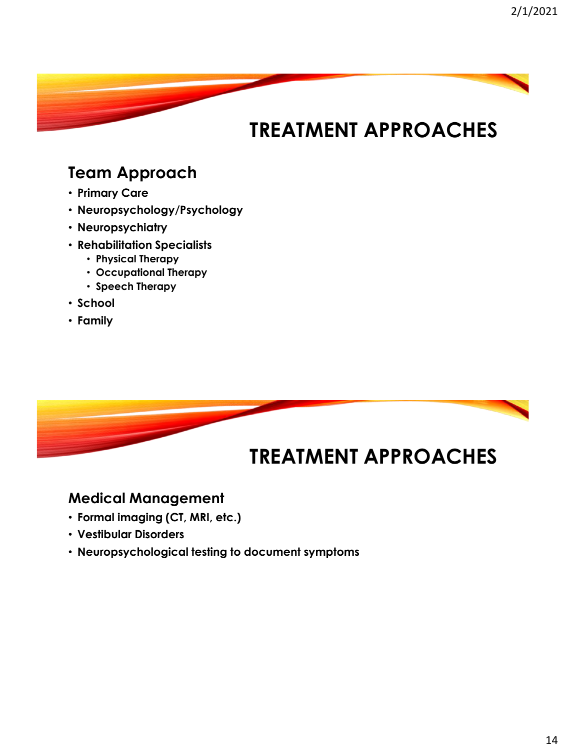# TREATMENT APPROACHES

## Team Approach

- Primary Care
- Neuropsychology/Psychology
- Neuropsychiatry
- Rehabilitation Specialists
  - Physical Therapy
  - Occupational Therapy
  - Speech Therapy
- School
- Family

# TREATMENT APPROACHES

## Medical Management

- Formal imaging (CT, MRI, etc.)
- Vestibular Disorders
- Neuropsychological testing to document symptoms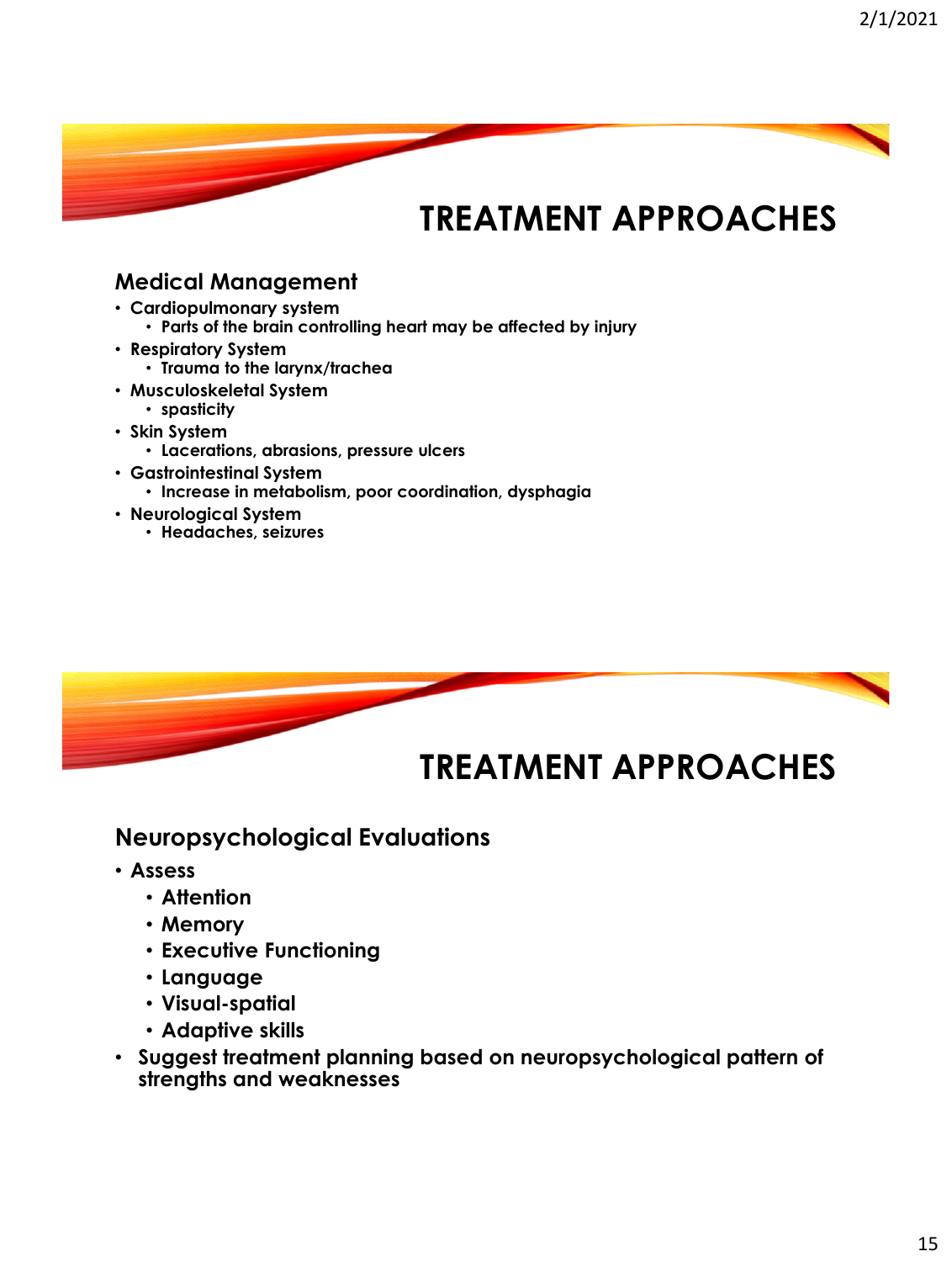# TREATMENT APPROACHES

## Medical Management

- Cardiopulmonary system
  - Parts of the brain controlling heart may be affected by injury
- Respiratory System
  - Trauma to the larynx/trachea
- Musculoskeletal System
  - spasticity
- Skin System
  - Lacerations, abrasions, pressure ulcers
- Gastrointestinal System
  - Increase in metabolism, poor coordination, dysphagia
- Neurological System
  - Headaches, seizures

# TREATMENT APPROACHES

## Neuropsychological Evaluations

- Assess
  - Attention
  - Memory
  - Executive Functioning
  - Language
  - Visual-spatial
  - Adaptive skills
- Suggest treatment planning based on neuropsychological pattern of strengths and weaknesses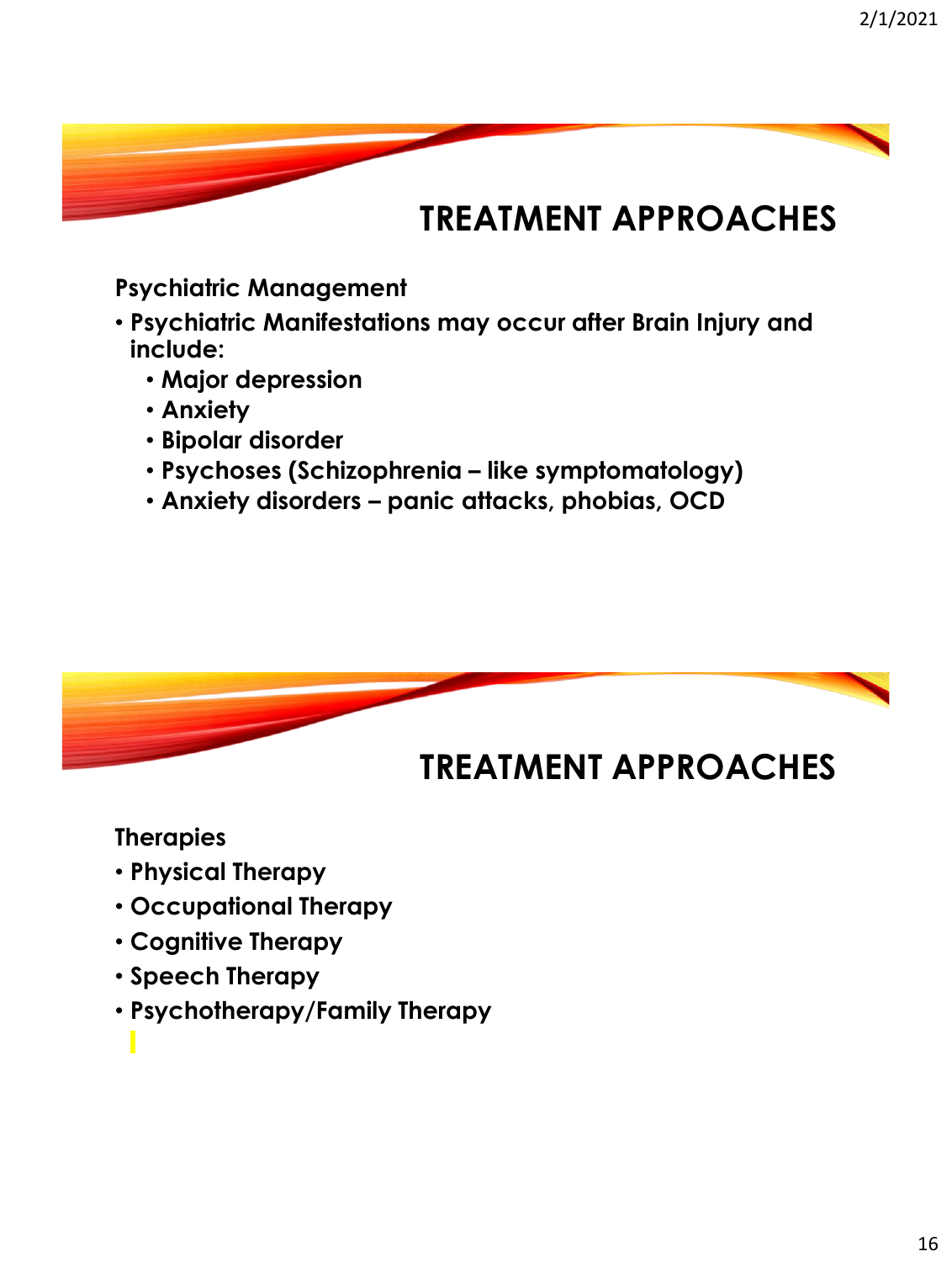## TREATMENT APPROACHES

**Psychiatric Management**

- **Psychiatric Manifestations may occur after Brain Injury and include:**
  - **Major depression**
  - **Anxiety**
  - **Bipolar disorder**
  - **Psychoses (Schizophrenia – like symptomatology)**
  - **Anxiety disorders – panic attacks, phobias, OCD**

## TREATMENT APPROACHES

**Therapies**

- **Physical Therapy**
- **Occupational Therapy**
- **Cognitive Therapy**
- **Speech Therapy**
- **Psychotherapy/Family Therapy**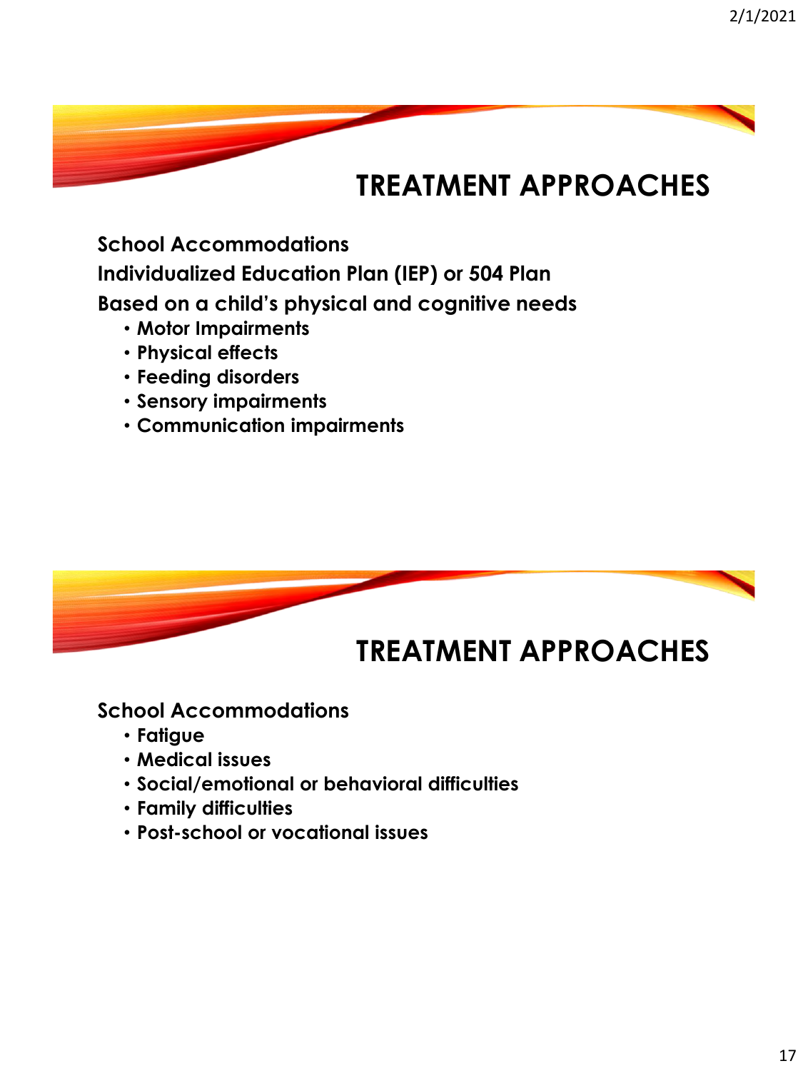# TREATMENT APPROACHES

**School Accommodations**

**Individualized Education Plan (IEP) or 504 Plan**

**Based on a child's physical and cognitive needs**

- **Motor Impairments**
- **Physical effects**
- **Feeding disorders**
- **Sensory impairments**
- **Communication impairments**

# TREATMENT APPROACHES

**School Accommodations**

- **Fatigue**
- **Medical issues**
- **Social/emotional or behavioral difficulties**
- **Family difficulties**
- **Post-school or vocational issues**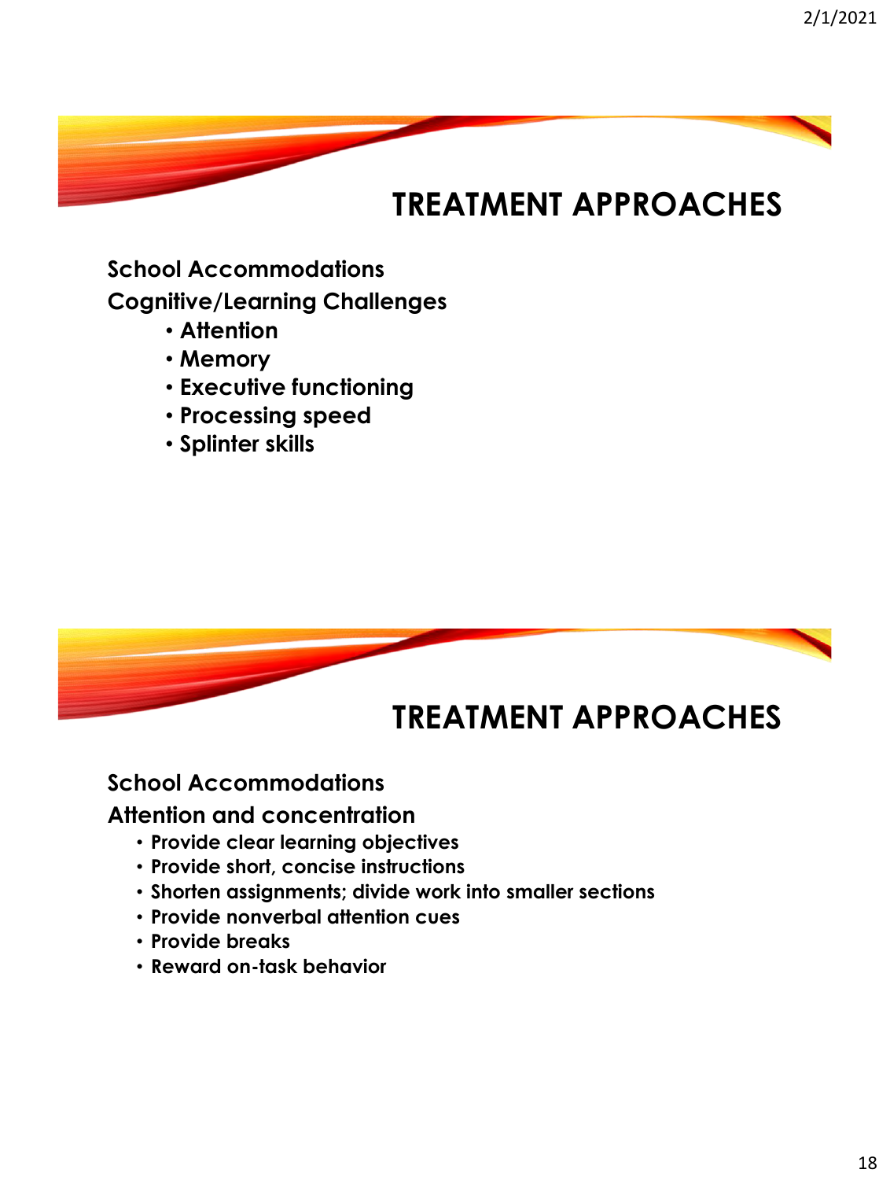# TREATMENT APPROACHES

**School Accommodations**

**Cognitive/Learning Challenges**

- **Attention**
- **Memory**
- **Executive functioning**
- **Processing speed**
- **Splinter skills**

# TREATMENT APPROACHES

**School Accommodations**

**Attention and concentration**

- **Provide clear learning objectives**
- **Provide short, concise instructions**
- **Shorten assignments; divide work into smaller sections**
- **Provide nonverbal attention cues**
- **Provide breaks**
- **Reward on-task behavior**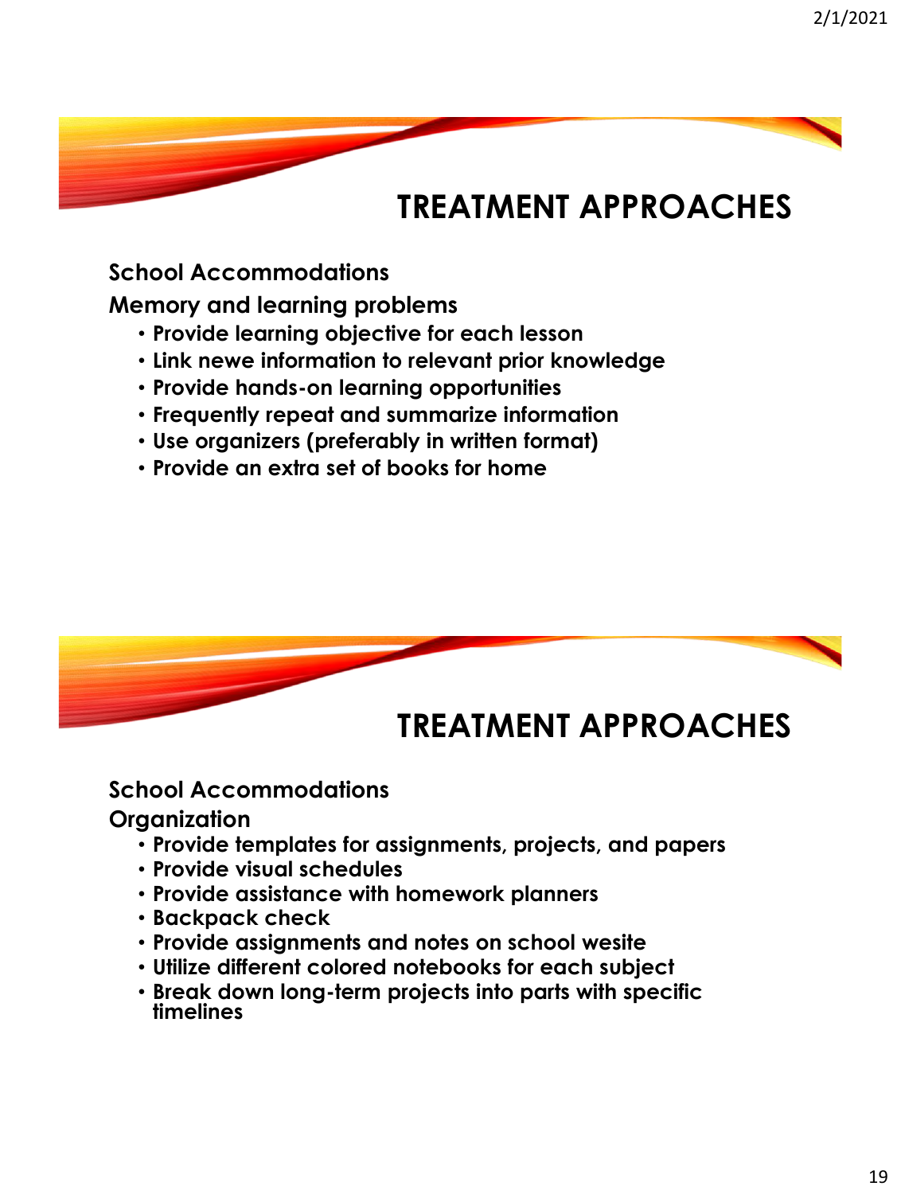## TREATMENT APPROACHES

**School Accommodations**

**Memory and learning problems**

- Provide learning objective for each lesson
- Link newe information to relevant prior knowledge
- Provide hands-on learning opportunities
- Frequently repeat and summarize information
- Use organizers (preferably in written format)
- Provide an extra set of books for home

## TREATMENT APPROACHES

**School Accommodations**

**Organization**

- Provide templates for assignments, projects, and papers
- Provide visual schedules
- Provide assistance with homework planners
- Backpack check
- Provide assignments and notes on school wesite
- Utilize different colored notebooks for each subject
- Break down long-term projects into parts with specific timelines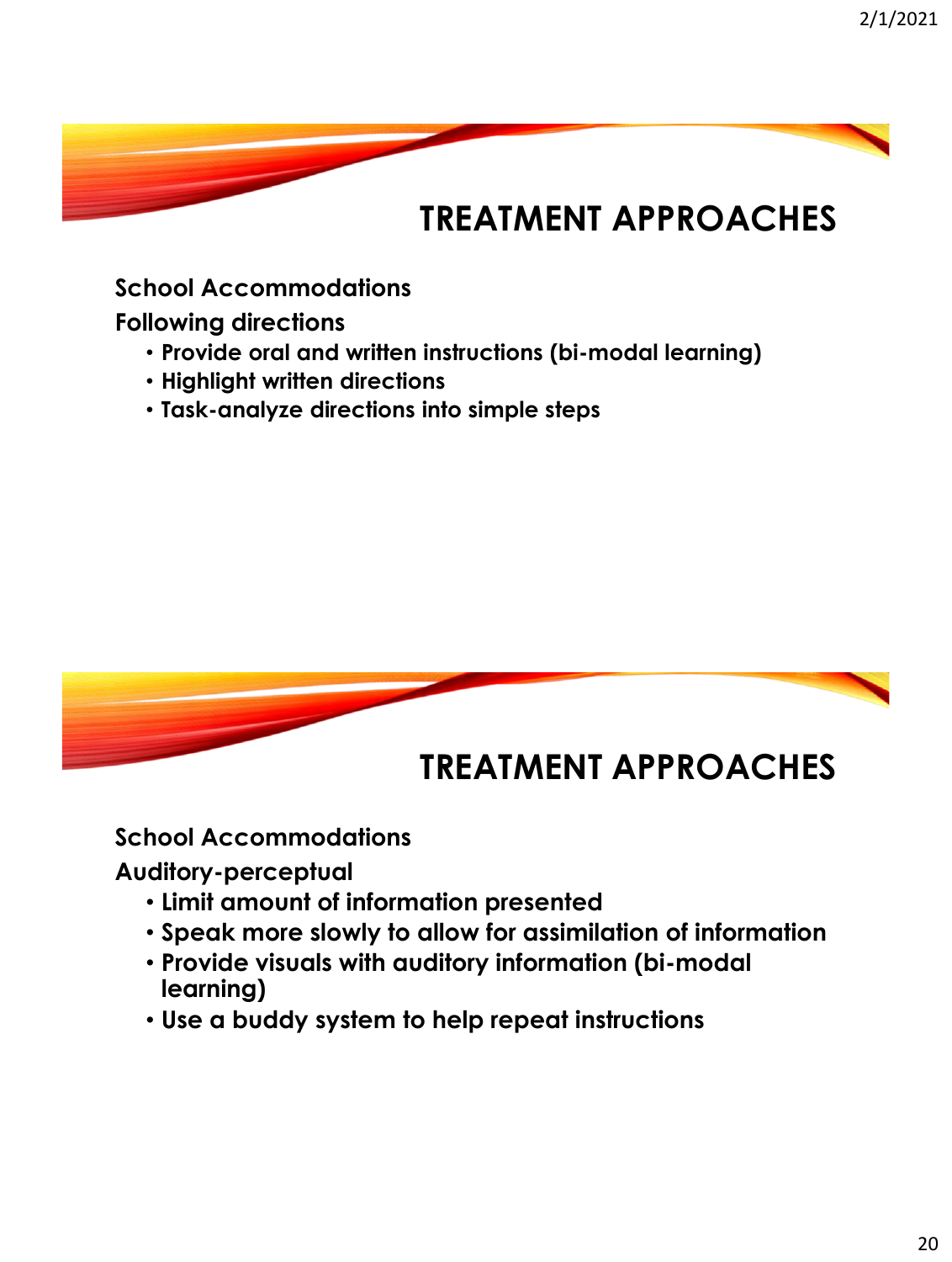# TREATMENT APPROACHES

**School Accommodations**

**Following directions**

- **Provide oral and written instructions (bi-modal learning)**
- **Highlight written directions**
- **Task-analyze directions into simple steps**

# TREATMENT APPROACHES

**School Accommodations**

**Auditory-perceptual**

- **Limit amount of information presented**
- **Speak more slowly to allow for assimilation of information**
- **Provide visuals with auditory information (bi-modal learning)**
- **Use a buddy system to help repeat instructions**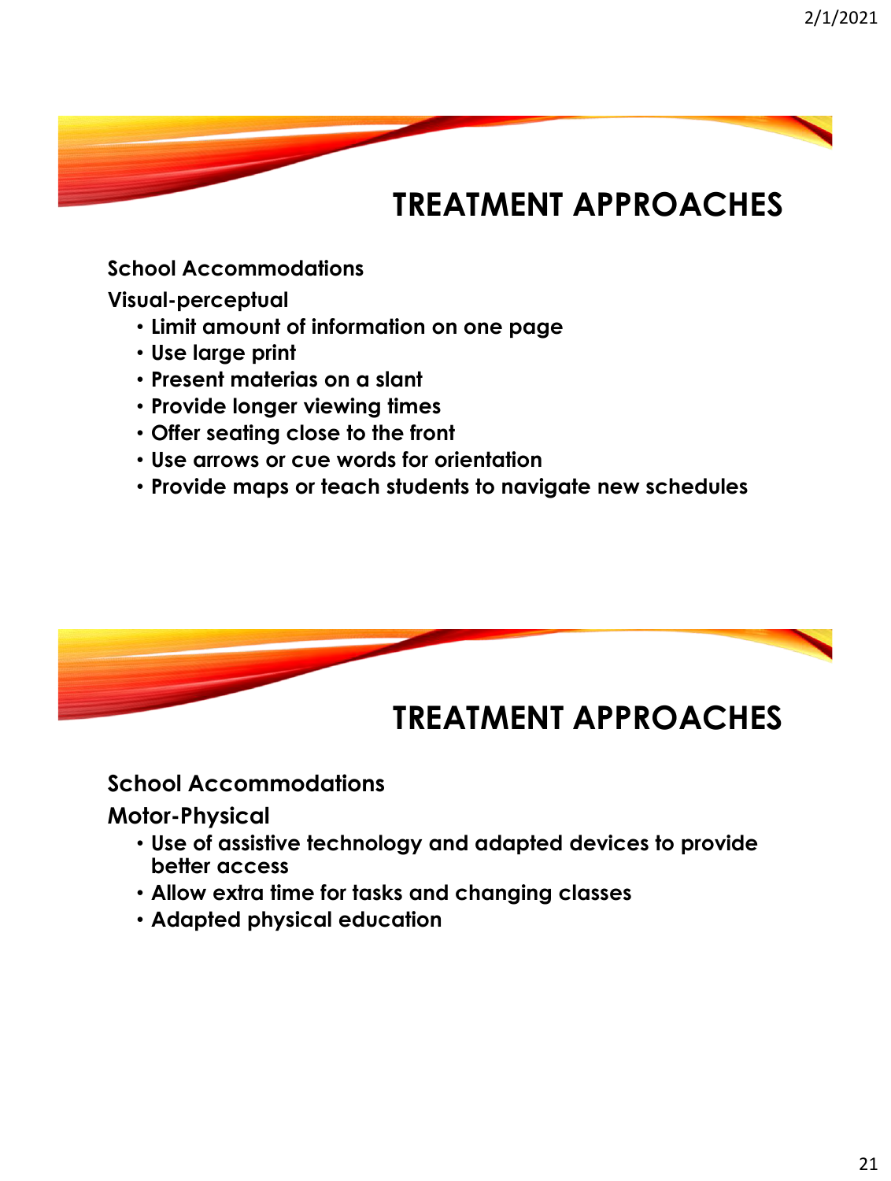# TREATMENT APPROACHES

**School Accommodations**

**Visual-perceptual**

- **Limit amount of information on one page**
- **Use large print**
- **Present materias on a slant**
- **Provide longer viewing times**
- **Offer seating close to the front**
- **Use arrows or cue words for orientation**
- **Provide maps or teach students to navigate new schedules**

# TREATMENT APPROACHES

**School Accommodations**

**Motor-Physical**

- **Use of assistive technology and adapted devices to provide better access**
- **Allow extra time for tasks and changing classes**
- **Adapted physical education**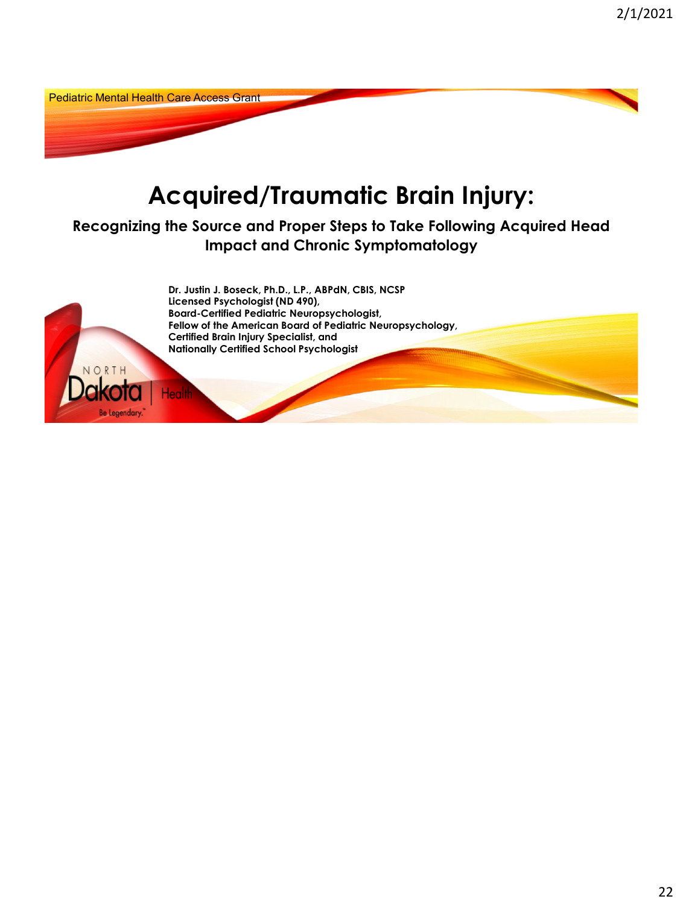Pediatric Mental Health Care Access Grant

# Acquired/Traumatic Brain Injury:

## Recognizing the Source and Proper Steps to Take Following Acquired Head Impact and Chronic Symptomatology

**Dr. Justin J. Boseck, Ph.D., L.P., ABPdN, CBIS, NCSP**
**Licensed Psychologist (ND 490),**
**Board-Certified Pediatric Neuropsychologist,**
**Fellow of the American Board of Pediatric Neuropsychology,**
**Certified Brain Injury Specialist, and**
**Nationally Certified School Psychologist**

NORTH Dakota | Health
Be Legendary.